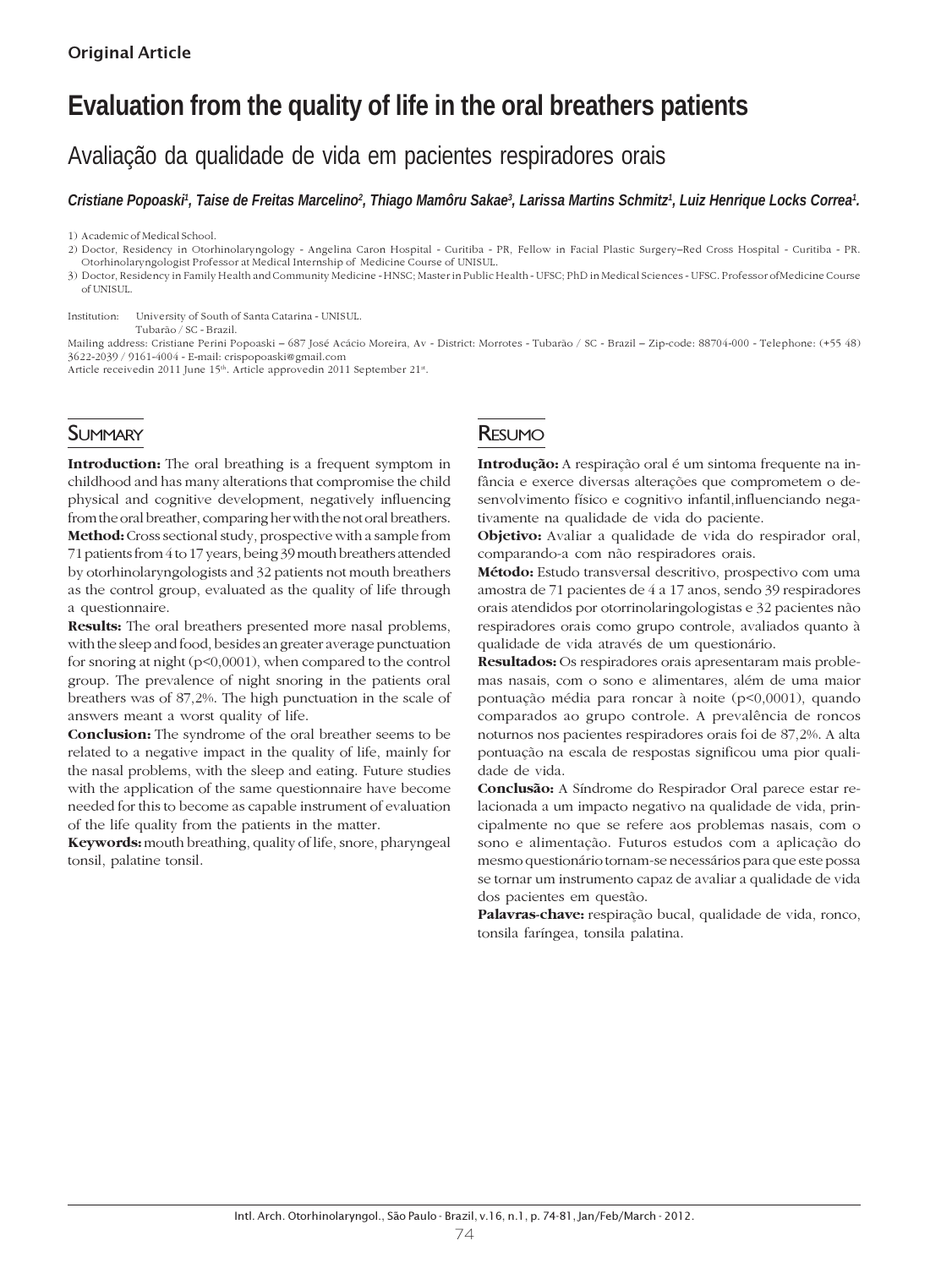Original Article

# Evaluation from the quality of life in the oral breathers patients

## Avaliação da qualidade de vida em pacientes respiradores orais

*Cristiane Popoaski[1], Taise de Freitas Marcelino[2], Thiago Mamôru Sakae[3], Larissa Martins Schmitz[1], Luiz Henrique Locks Correa[1].*

1) Academic of Medical School.
2) Doctor, Residency in Otorhinolaryngology - Angelina Caron Hospital - Curitiba - PR, Fellow in Facial Plastic Surgery–Red Cross Hospital - Curitiba - PR. Otorhinolaryngologist Professor at Medical Internship of Medicine Course of UNISUL.
3) Doctor, Residency in Family Health and Community Medicine - HNSC; Master in Public Health - UFSC; PhD in Medical Sciences - UFSC. Professor ofMedicine Course of UNISUL.

Institution: University of South of Santa Catarina - UNISUL.
Tubarão / SC - Brazil.

Mailing address: Cristiane Perini Popoaski – 687 José Acácio Moreira, Av - District: Morrotes - Tubarão / SC - Brazil – Zip-code: 88704-000 - Telephone: (+55 48) 3622-2039 / 9161-4004 - E-mail: crispopoaski@gmail.com

Article receivedin 2011 June 15th. Article approvedin 2011 September 21st.

## Summary

**Introduction:** The oral breathing is a frequent symptom in childhood and has many alterations that compromise the child physical and cognitive development, negatively influencing from the oral breather, comparing her with the not oral breathers. **Method:** Cross sectional study, prospective with a sample from 71 patients from 4 to 17 years, being 39 mouth breathers attended by otorhinolaryngologists and 32 patients not mouth breathers as the control group, evaluated as the quality of life through a questionnaire.

**Results:** The oral breathers presented more nasal problems, with the sleep and food, besides an greater average punctuation for snoring at night (p<0,0001), when compared to the control group. The prevalence of night snoring in the patients oral breathers was of 87,2%. The high punctuation in the scale of answers meant a worst quality of life.

**Conclusion:** The syndrome of the oral breather seems to be related to a negative impact in the quality of life, mainly for the nasal problems, with the sleep and eating. Future studies with the application of the same questionnaire have become needed for this to become as capable instrument of evaluation of the life quality from the patients in the matter.

**Keywords:** mouth breathing, quality of life, snore, pharyngeal tonsil, palatine tonsil.

## Resumo

**Introdução:** A respiração oral é um sintoma frequente na infância e exerce diversas alterações que comprometem o desenvolvimento físico e cognitivo infantil,influenciando negativamente na qualidade de vida do paciente.

**Objetivo:** Avaliar a qualidade de vida do respirador oral, comparando-a com não respiradores orais.

**Método:** Estudo transversal descritivo, prospectivo com uma amostra de 71 pacientes de 4 a 17 anos, sendo 39 respiradores orais atendidos por otorrinolaringologistas e 32 pacientes não respiradores orais como grupo controle, avaliados quanto à qualidade de vida através de um questionário.

**Resultados:** Os respiradores orais apresentaram mais problemas nasais, com o sono e alimentares, além de uma maior pontuação média para roncar à noite (p<0,0001), quando comparados ao grupo controle. A prevalência de roncos noturnos nos pacientes respiradores orais foi de 87,2%. A alta pontuação na escala de respostas significou uma pior qualidade de vida.

**Conclusão:** A Síndrome do Respirador Oral parece estar relacionada a um impacto negativo na qualidade de vida, principalmente no que se refere aos problemas nasais, com o sono e alimentação. Futuros estudos com a aplicação do mesmo questionário tornam-se necessários para que este possa se tornar um instrumento capaz de avaliar a qualidade de vida dos pacientes em questão.

**Palavras-chave:** respiração bucal, qualidade de vida, ronco, tonsila faríngea, tonsila palatina.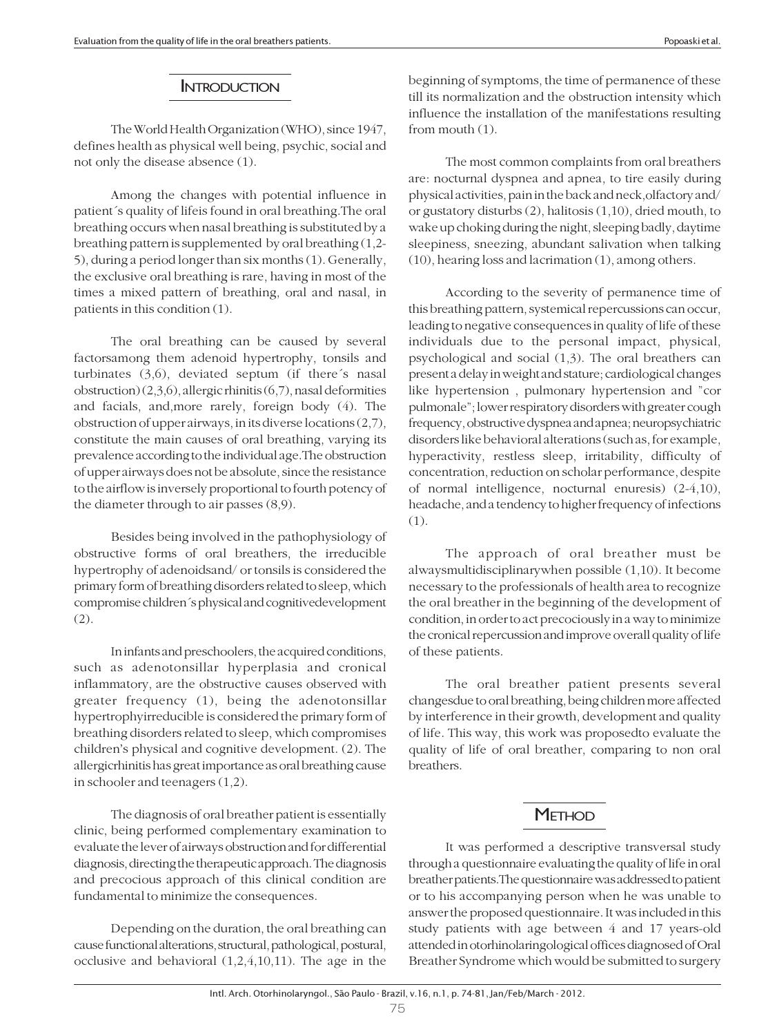## Introduction

The World Health Organization (WHO), since 1947, defines health as physical well being, psychic, social and not only the disease absence (1).

Among the changes with potential influence in patient´s quality of lifeis found in oral breathing.The oral breathing occurs when nasal breathing is substituted by a breathing pattern is supplemented by oral breathing (1,2-5), during a period longer than six months (1). Generally, the exclusive oral breathing is rare, having in most of the times a mixed pattern of breathing, oral and nasal, in patients in this condition (1).

The oral breathing can be caused by several factorsamong them adenoid hypertrophy, tonsils and turbinates (3,6), deviated septum (if there´s nasal obstruction) (2,3,6), allergic rhinitis (6,7), nasal deformities and facials, and,more rarely, foreign body (4). The obstruction of upper airways, in its diverse locations (2,7), constitute the main causes of oral breathing, varying its prevalence according to the individual age.The obstruction of upper airways does not be absolute, since the resistance to the airflow is inversely proportional to fourth potency of the diameter through to air passes (8,9).

Besides being involved in the pathophysiology of obstructive forms of oral breathers, the irreducible hypertrophy of adenoidsand/ or tonsils is considered the primary form of breathing disorders related to sleep, which compromise children´s physical and cognitivedevelopment (2).

In infants and preschoolers, the acquired conditions, such as adenotonsillar hyperplasia and cronical inflammatory, are the obstructive causes observed with greater frequency (1), being the adenotonsillar hypertrophyirreducible is considered the primary form of breathing disorders related to sleep, which compromises children's physical and cognitive development. (2). The allergicrhinitis has great importance as oral breathing cause in schooler and teenagers (1,2).

The diagnosis of oral breather patient is essentially clinic, being performed complementary examination to evaluate the lever of airways obstruction and for differential diagnosis, directing the therapeutic approach. The diagnosis and precocious approach of this clinical condition are fundamental to minimize the consequences.

Depending on the duration, the oral breathing can cause functional alterations, structural, pathological, postural, occlusive and behavioral (1,2,4,10,11). The age in the beginning of symptoms, the time of permanence of these till its normalization and the obstruction intensity which influence the installation of the manifestations resulting from mouth (1).

The most common complaints from oral breathers are: nocturnal dyspnea and apnea, to tire easily during physical activities, pain in the back and neck,olfactory and/ or gustatory disturbs (2), halitosis (1,10), dried mouth, to wake up choking during the night, sleeping badly, daytime sleepiness, sneezing, abundant salivation when talking (10), hearing loss and lacrimation (1), among others.

According to the severity of permanence time of this breathing pattern, systemical repercussions can occur, leading to negative consequences in quality of life of these individuals due to the personal impact, physical, psychological and social (1,3). The oral breathers can present a delay in weight and stature; cardiological changes like hypertension , pulmonary hypertension and "cor pulmonale"; lower respiratory disorders with greater cough frequency, obstructive dyspnea and apnea; neuropsychiatric disorders like behavioral alterations (such as, for example, hyperactivity, restless sleep, irritability, difficulty of concentration, reduction on scholar performance, despite of normal intelligence, nocturnal enuresis) (2-4,10), headache, and a tendency to higher frequency of infections (1).

The approach of oral breather must be alwaysmultidisciplinarywhen possible (1,10). It become necessary to the professionals of health area to recognize the oral breather in the beginning of the development of condition, in order to act precociously in a way to minimize the cronical repercussion and improve overall quality of life of these patients.

The oral breather patient presents several changesdue to oral breathing, being children more affected by interference in their growth, development and quality of life. This way, this work was proposedto evaluate the quality of life of oral breather, comparing to non oral breathers.

## Method

It was performed a descriptive transversal study through a questionnaire evaluating the quality of life in oral breather patients.The questionnaire was addressed to patient or to his accompanying person when he was unable to answer the proposed questionnaire. It was included in this study patients with age between 4 and 17 years-old attended in otorhinolaringological offices diagnosed of Oral Breather Syndrome which would be submitted to surgery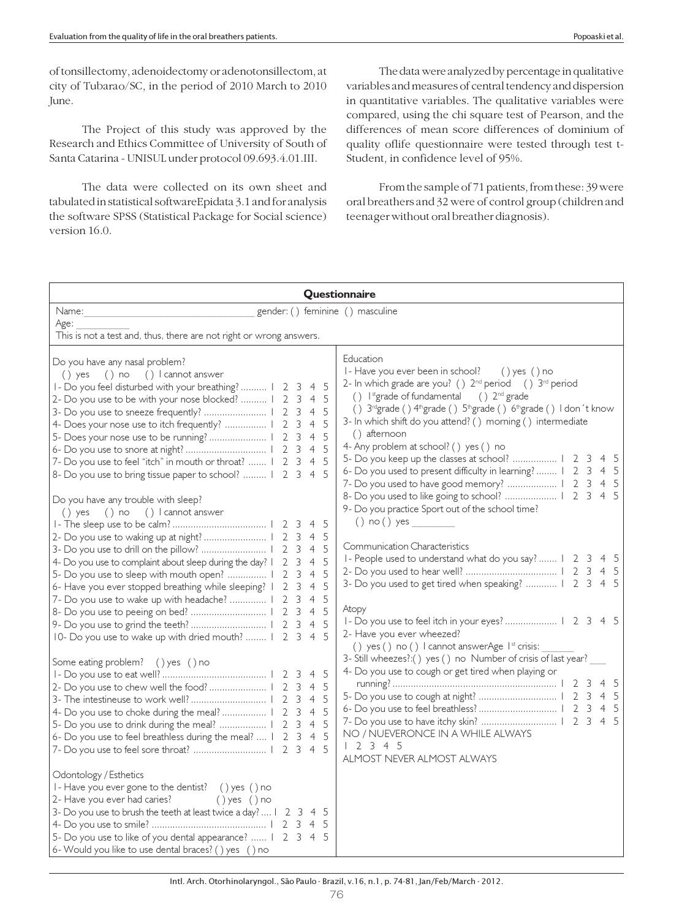of tonsillectomy, adenoidectomy or adenotonsillectom, at city of Tubarao/SC, in the period of 2010 March to 2010 June.

The Project of this study was approved by the Research and Ethics Committee of University of South of Santa Catarina - UNISUL under protocol 09.693.4.01.III.

The data were collected on its own sheet and tabulated in statistical software Epidata 3.1 and for analysis the software SPSS (Statistical Package for Social science) version 16.0.

The data were analyzed by percentage in qualitative variables and measures of central tendency and dispersion in quantitative variables. The qualitative variables were compared, using the chi square test of Pearson, and the differences of mean score differences of dominium of quality oflife questionnaire were tested through test t-Student, in confidence level of 95%.

From the sample of 71 patients, from these: 39 were oral breathers and 32 were of control group (children and teenager without oral breather diagnosis).

**Questionnaire**

Name:_______________________________ gender: ( ) feminine ( ) masculine
Age: __________
This is not a test and, thus, there are not right or wrong answers.

Do you have any nasal problem?
( ) yes ( ) no ( ) I cannot answer
1- Do you feel disturbed with your breathing? .......... 1 2 3 4 5
2- Do you use to be with your nose blocked? .......... 1 2 3 4 5
3- Do you use to sneeze frequently? ........................ 1 2 3 4 5
4- Does your nose use to itch frequently? ................ 1 2 3 4 5
5- Does your nose use to be running? ...................... 1 2 3 4 5
6- Do you use to snore at night? ............................... 1 2 3 4 5
7- Do you use to feel "itch" in mouth or throat? ....... 1 2 3 4 5
8- Do you use to bring tissue paper to school? ......... 1 2 3 4 5

Do you have any trouble with sleep?
( ) yes ( ) no ( ) I cannot answer
1- The sleep use to be calm? .................................... 1 2 3 4 5
2- Do you use to waking up at night? ........................ 1 2 3 4 5
3- Do you use to drill on the pillow? ......................... 1 2 3 4 5
4- Do you use to complaint about sleep during the day? 1 2 3 4 5
5- Do you use to sleep with mouth open? ............... 1 2 3 4 5
6- Have you ever stopped breathing while sleeping? 1 2 3 4 5
7- Do you use to wake up with headache? ............. 1 2 3 4 5
8- Do you use to peeing on bed? ............................. 1 2 3 4 5
9- Do you use to grind the teeth? ............................. 1 2 3 4 5
10- Do you use to wake up with dried mouth? ........ 1 2 3 4 5

Some eating problem? ( ) yes ( ) no
1- Do you use to eat well? ........................................ 1 2 3 4 5
2- Do you use to chew well the food? ...................... 1 2 3 4 5
3- The intestineuse to work well? ............................. 1 2 3 4 5
4- Do you use to choke during the meal? ................. 1 2 3 4 5
5- Do you use to drink during the meal? .................. 1 2 3 4 5
6- Do you use to feel breathless during the meal? .... 1 2 3 4 5
7- Do you use to feel sore throat? ............................ 1 2 3 4 5

Odontology / Esthetics
1- Have you ever gone to the dentist? ( ) yes ( ) no
2- Have you ever had caries? ( ) yes ( ) no
3- Do you use to brush the teeth at least twice a day? .... 1 2 3 4 5
4- Do you use to smile? ............................................ 1 2 3 4 5
5- Do you use to like of you dental appearance? ...... 1 2 3 4 5
6- Would you like to use dental braces? ( ) yes ( ) no

Education
1- Have you ever been in school? ( ) yes ( ) no
2- In which grade are you? ( ) 2nd period ( ) 3rd period
( ) 1st grade of fundamental ( ) 2nd grade
( ) 3rd grade ( ) 4th grade ( ) 5th grade ( ) 6th grade ( ) I don´t know
3- In which shift do you attend? ( ) morning ( ) intermediate
( ) afternoon
4- Any problem at school? ( ) yes ( ) no
5- Do you keep up the classes at school? ................. 1 2 3 4 5
6- Do you used to present difficulty in learning? ........ 1 2 3 4 5
7- Do you used to have good memory? .................. 1 2 3 4 5
8- Do you used to like going to school? .................... 1 2 3 4 5
9- Do you practice Sport out of the school time?
( ) no ( ) yes ________

Communication Characteristics
1- People used to understand what do you say? ....... 1 2 3 4 5
2- Do you used to hear well? ................................... 1 2 3 4 5
3- Do you used to get tired when speaking? ............ 1 2 3 4 5

Atopy
1- Do you use to feel itch in your eyes? .................... 1 2 3 4 5
2- Have you ever wheezed?
( ) yes ( ) no ( ) I cannot answerAge 1st crisis: ______
3- Still wheezes?:( ) yes ( ) no Number of crisis of last year? ___
4- Do you use to cough or get tired when playing or running? .............................................................. 1 2 3 4 5
5- Do you use to cough at night? .............................. 1 2 3 4 5
6- Do you use to feel breathless? .............................. 1 2 3 4 5
7- Do you use to have itchy skin? ............................. 1 2 3 4 5

NO / NUEVERONCE IN A WHILE ALWAYS
1 2 3 4 5
ALMOST NEVER ALMOST ALWAYS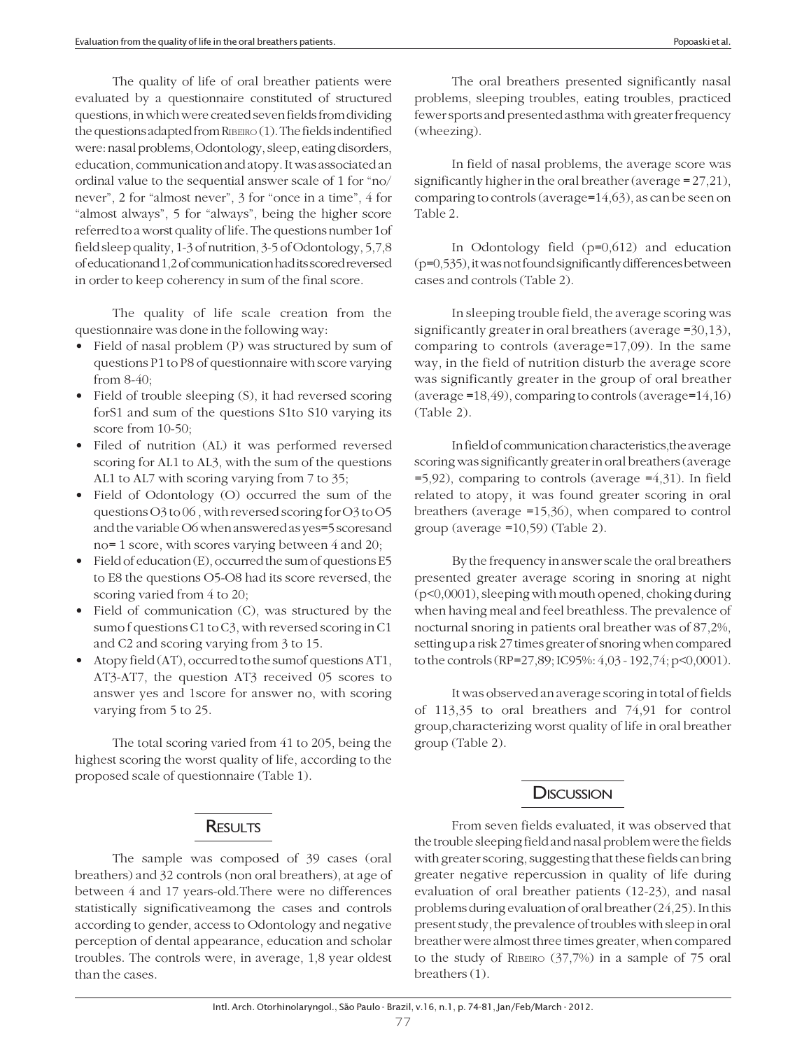The quality of life of oral breather patients were evaluated by a questionnaire constituted of structured questions, in which were created seven fields from dividing the questions adapted from Ribeiro (1). The fields indentified were: nasal problems, Odontology, sleep, eating disorders, education, communication and atopy. It was associated an ordinal value to the sequential answer scale of 1 for "no/never", 2 for "almost never", 3 for "once in a time", 4 for "almost always", 5 for "always", being the higher score referred to a worst quality of life. The questions number 1of field sleep quality, 1-3 of nutrition, 3-5 of Odontology, 5,7,8 of educationand 1,2 of communication had its scored reversed in order to keep coherency in sum of the final score.

The quality of life scale creation from the questionnaire was done in the following way:

- Field of nasal problem (P) was structured by sum of questions P1 to P8 of questionnaire with score varying from 8-40;
- Field of trouble sleeping (S), it had reversed scoring forS1 and sum of the questions S1to S10 varying its score from 10-50;
- Filed of nutrition (AL) it was performed reversed scoring for AL1 to AL3, with the sum of the questions AL1 to AL7 with scoring varying from 7 to 35;
- Field of Odontology (O) occurred the sum of the questions O3 to 06 , with reversed scoring for O3 to O5 and the variable O6 when answered as yes=5 scoresand no= 1 score, with scores varying between 4 and 20;
- Field of education (E), occurred the sum of questions E5 to E8 the questions O5-O8 had its score reversed, the scoring varied from 4 to 20;
- Field of communication (C), was structured by the sumo f questions C1 to C3, with reversed scoring in C1 and C2 and scoring varying from 3 to 15.
- Atopy field (AT), occurred to the sumof questions AT1, AT3-AT7, the question AT3 received 05 scores to answer yes and 1score for answer no, with scoring varying from 5 to 25.

The total scoring varied from 41 to 205, being the highest scoring the worst quality of life, according to the proposed scale of questionnaire (Table 1).

## Results

The sample was composed of 39 cases (oral breathers) and 32 controls (non oral breathers), at age of between 4 and 17 years-old.There were no differences statistically significativeamong the cases and controls according to gender, access to Odontology and negative perception of dental appearance, education and scholar troubles. The controls were, in average, 1,8 year oldest than the cases.

The oral breathers presented significantly nasal problems, sleeping troubles, eating troubles, practiced fewer sports and presented asthma with greater frequency (wheezing).

In field of nasal problems, the average score was significantly higher in the oral breather (average = 27,21), comparing to controls (average=14,63), as can be seen on Table 2.

In Odontology field (p=0,612) and education (p=0,535), it was not found significantly differences between cases and controls (Table 2).

In sleeping trouble field, the average scoring was significantly greater in oral breathers (average =30,13), comparing to controls (average=17,09). In the same way, in the field of nutrition disturb the average score was significantly greater in the group of oral breather (average =18,49), comparing to controls (average=14,16) (Table 2).

In field of communication characteristics,the average scoring was significantly greater in oral breathers (average =5,92), comparing to controls (average =4,31). In field related to atopy, it was found greater scoring in oral breathers (average =15,36), when compared to control group (average =10,59) (Table 2).

By the frequency in answer scale the oral breathers presented greater average scoring in snoring at night (p<0,0001), sleeping with mouth opened, choking during when having meal and feel breathless. The prevalence of nocturnal snoring in patients oral breather was of 87,2%, setting up a risk 27 times greater of snoring when compared to the controls (RP=27,89; IC95%: 4,03 - 192,74; p<0,0001).

It was observed an average scoring in total of fields of 113,35 to oral breathers and 74,91 for control group,characterizing worst quality of life in oral breather group (Table 2).

## Discussion

From seven fields evaluated, it was observed that the trouble sleeping field and nasal problem were the fields with greater scoring, suggesting that these fields can bring greater negative repercussion in quality of life during evaluation of oral breather patients (12-23), and nasal problems during evaluation of oral breather (24,25). In this present study, the prevalence of troubles with sleep in oral breather were almost three times greater, when compared to the study of Ribeiro (37,7%) in a sample of 75 oral breathers (1).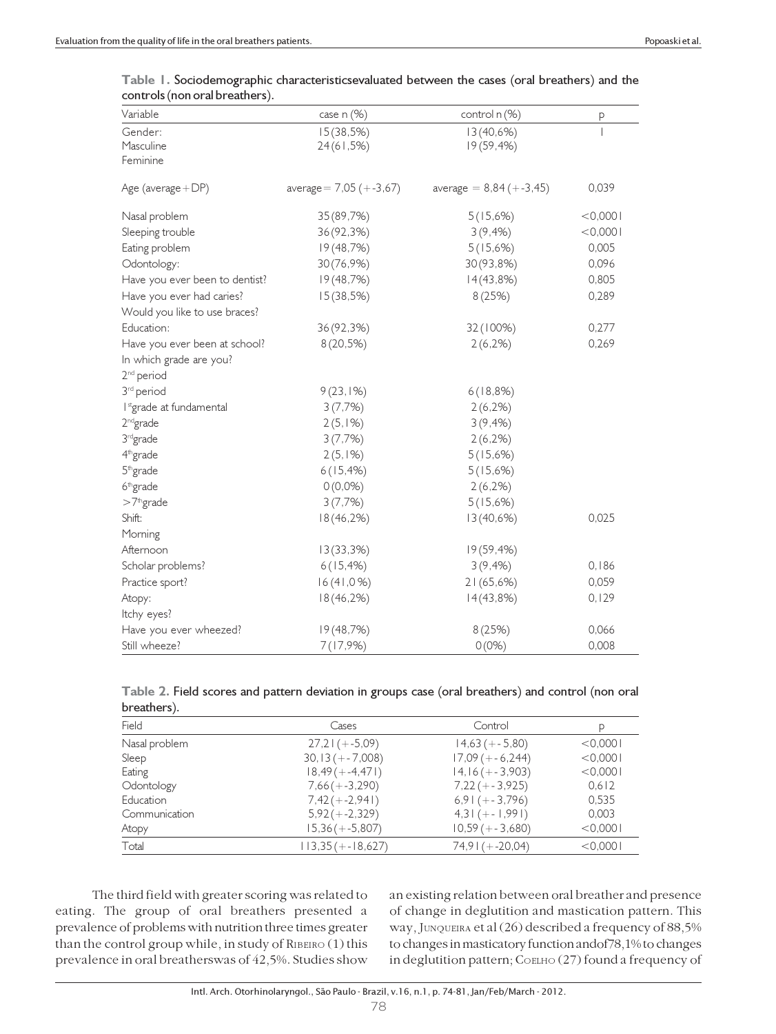**Table 1.** Sociodemographic characteristicsevaluated between the cases (oral breathers) and the controls (non oral breathers).

| Variable | case n (%) | control n (%) | p |
|---|---|---|---|
| Gender: | 15(38,5%) | 13(40,6%) | 1 |
| Masculine | 24(61,5%) | 19(59,4%) | |
| Feminine | | | |
| Age (average+DP) | average= 7,05 (+-3,67) | average = 8,84 (+-3,45) | 0,039 |
| Nasal problem | 35(89,7%) | 5(15,6%) | <0,0001 |
| Sleeping trouble | 36(92,3%) | 3(9,4%) | <0,0001 |
| Eating problem | 19(48,7%) | 5(15,6%) | 0,005 |
| Odontology: | 30(76,9%) | 30(93,8%) | 0,096 |
| Have you ever been to dentist? | 19(48,7%) | 14(43,8%) | 0,805 |
| Have you ever had caries? | 15(38,5%) | 8(25%) | 0,289 |
| Would you like to use braces? | | | |
| Education: | 36(92,3%) | 32(100%) | 0,277 |
| Have you ever been at school? | 8(20,5%) | 2(6,2%) | 0,269 |
| In which grade are you? | | | |
| 2nd period | | | |
| 3rd period | 9(23,1%) | 6(18,8%) | |
| 1stgrade at fundamental | 3(7,7%) | 2(6,2%) | |
| 2ndgrade | 2(5,1%) | 3(9,4%) | |
| 3rdgrade | 3(7,7%) | 2(6,2%) | |
| 4thgrade | 2(5,1%) | 5(15,6%) | |
| 5thgrade | 6(15,4%) | 5(15,6%) | |
| 6thgrade | 0(0,0%) | 2(6,2%) | |
| >7thgrade | 3(7,7%) | 5(15,6%) | |
| Shift: | 18(46,2%) | 13(40,6%) | 0,025 |
| Morning | | | |
| Afternoon | 13(33,3%) | 19(59,4%) | |
| Scholar problems? | 6(15,4%) | 3(9,4%) | 0,186 |
| Practice sport? | 16(41,0%) | 21(65,6%) | 0,059 |
| Atopy: | 18(46,2%) | 14(43,8%) | 0,129 |
| Itchy eyes? | | | |
| Have you ever wheezed? | 19(48,7%) | 8(25%) | 0,066 |
| Still wheeze? | 7(17,9%) | 0(0%) | 0,008 |

**Table 2.** Field scores and pattern deviation in groups case (oral breathers) and control (non oral breathers).

| Field | Cases | Control | p |
|---|---|---|---|
| Nasal problem | 27,21(+-5,09) | 14,63(+-5,80) | <0,0001 |
| Sleep | 30,13(+-7,008) | 17,09(+-6,244) | <0,0001 |
| Eating | 18,49(+-4,471) | 14,16(+-3,903) | <0,0001 |
| Odontology | 7,66(+-3,290) | 7,22(+-3,925) | 0,612 |
| Education | 7,42(+-2,941) | 6,91(+-3,796) | 0,535 |
| Communication | 5,92(+-2,329) | 4,31(+-1,991) | 0,003 |
| Atopy | 15,36(+-5,807) | 10,59(+-3,680) | <0,0001 |
| Total | 113,35(+-18,627) | 74,91(+-20,04) | <0,0001 |

The third field with greater scoring was related to eating. The group of oral breathers presented a prevalence of problems with nutrition three times greater than the control group while, in study of RIBEIRO (1) this prevalence in oral breatherswas of 42,5%. Studies show an existing relation between oral breather and presence of change in deglutition and mastication pattern. This way, JUNQUEIRA et al (26) described a frequency of 88,5% to changes in masticatory function andof78,1% to changes in deglutition pattern; COELHO (27) found a frequency of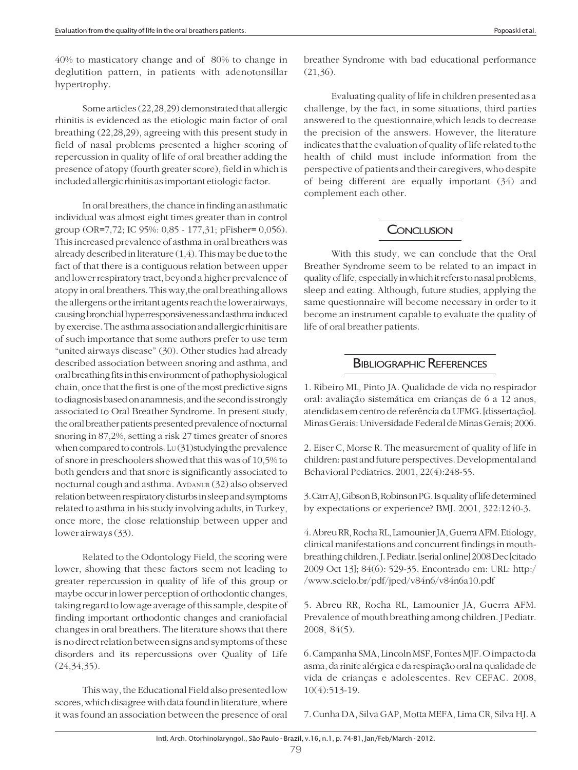40% to masticatory change and of 80% to change in deglutition pattern, in patients with adenotonsillar hypertrophy.

Some articles (22,28,29) demonstrated that allergic rhinitis is evidenced as the etiologic main factor of oral breathing (22,28,29), agreeing with this present study in field of nasal problems presented a higher scoring of repercussion in quality of life of oral breather adding the presence of atopy (fourth greater score), field in which is included allergic rhinitis as important etiologic factor.

In oral breathers, the chance in finding an asthmatic individual was almost eight times greater than in control group (OR=7,72; IC 95%: 0,85 - 177,31; pFisher= 0,056). This increased prevalence of asthma in oral breathers was already described in literature (1,4). This may be due to the fact of that there is a contiguous relation between upper and lower respiratory tract, beyond a higher prevalence of atopy in oral breathers. This way,the oral breathing allows the allergens or the irritant agents reach the lower airways, causing bronchial hyperresponsiveness and asthma induced by exercise. The asthma association and allergic rhinitis are of such importance that some authors prefer to use term "united airways disease" (30). Other studies had already described association between snoring and asthma, and oral breathing fits in this environment of pathophysiological chain, once that the first is one of the most predictive signs to diagnosis based on anamnesis, and the second is strongly associated to Oral Breather Syndrome. In present study, the oral breather patients presented prevalence of nocturnal snoring in 87,2%, setting a risk 27 times greater of snores when compared to controls. Lu (31)studying the prevalence of snore in preschoolers showed that this was of 10,5% to both genders and that snore is significantly associated to nocturnal cough and asthma. Aydanur (32) also observed relation between respiratory disturbs in sleep and symptoms related to asthma in his study involving adults, in Turkey, once more, the close relationship between upper and lower airways (33).

Related to the Odontology Field, the scoring were lower, showing that these factors seem not leading to greater repercussion in quality of life of this group or maybe occur in lower perception of orthodontic changes, taking regard to low age average of this sample, despite of finding important orthodontic changes and craniofacial changes in oral breathers. The literature shows that there is no direct relation between signs and symptoms of these disorders and its repercussions over Quality of Life (24,34,35).

This way, the Educational Field also presented low scores, which disagree with data found in literature, where it was found an association between the presence of oral breather Syndrome with bad educational performance (21,36).

Evaluating quality of life in children presented as a challenge, by the fact, in some situations, third parties answered to the questionnaire,which leads to decrease the precision of the answers. However, the literature indicates that the evaluation of quality of life related to the health of child must include information from the perspective of patients and their caregivers, who despite of being different are equally important (34) and complement each other.

## Conclusion

With this study, we can conclude that the Oral Breather Syndrome seem to be related to an impact in quality of life, especially in which it refers to nasal problems, sleep and eating. Although, future studies, applying the same questionnaire will become necessary in order to it become an instrument capable to evaluate the quality of life of oral breather patients.

## Bibliographic References

1. Ribeiro ML, Pinto JA. Qualidade de vida no respirador oral: avaliação sistemática em crianças de 6 a 12 anos, atendidas em centro de referência da UFMG. [dissertação]. Minas Gerais: Universidade Federal de Minas Gerais; 2006.

2. Eiser C, Morse R. The measurement of quality of life in children: past and future perspectives. Developmental and Behavioral Pediatrics. 2001, 22(4):248-55.

3. Carr AJ, Gibson B, Robinson PG. Is quality of life determined by expectations or experience? BMJ. 2001, 322:1240-3.

4. Abreu RR, Rocha RL, Lamounier JA, Guerra AFM. Etiology, clinical manifestations and concurrent findings in mouth-breathing children. J. Pediatr. [serial online] 2008 Dec [citado 2009 Oct 13]; 84(6): 529-35. Encontrado em: URL: http://www.scielo.br/pdf/jped/v84n6/v84n6a10.pdf

5. Abreu RR, Rocha RL, Lamounier JA, Guerra AFM. Prevalence of mouth breathing among children. J Pediatr. 2008, 84(5).

6. Campanha SMA, Lincoln MSF, Fontes MJF. O impacto da asma, da rinite alérgica e da respiração oral na qualidade de vida de crianças e adolescentes. Rev CEFAC. 2008, 10(4):513-19.

7. Cunha DA, Silva GAP, Motta MEFA, Lima CR, Silva HJ. A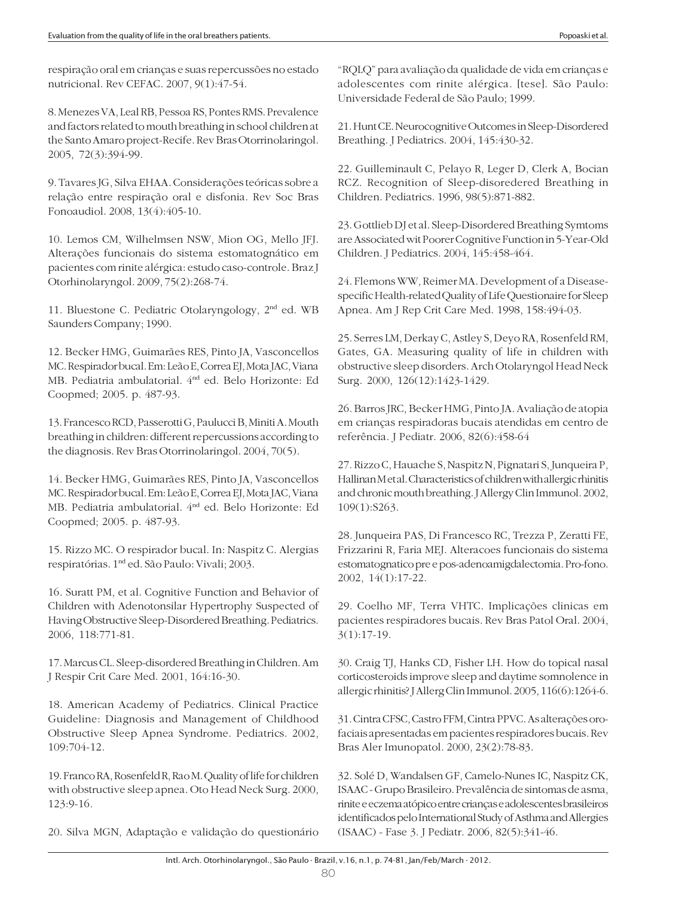respiração oral em crianças e suas repercussões no estado nutricional. Rev CEFAC. 2007, 9(1):47-54.

8. Menezes VA, Leal RB, Pessoa RS, Pontes RMS. Prevalence and factors related to mouth breathing in school children at the Santo Amaro project-Recife. Rev Bras Otorrinolaringol. 2005, 72(3):394-99.

9. Tavares JG, Silva EHAA. Considerações teóricas sobre a relação entre respiração oral e disfonia. Rev Soc Bras Fonoaudiol. 2008, 13(4):405-10.

10. Lemos CM, Wilhelmsen NSW, Mion OG, Mello JFJ. Alterações funcionais do sistema estomatognático em pacientes com rinite alérgica: estudo caso-controle. Braz J Otorhinolaryngol. 2009, 75(2):268-74.

11. Bluestone C. Pediatric Otolaryngology, 2nd ed. WB Saunders Company; 1990.

12. Becker HMG, Guimarães RES, Pinto JA, Vasconcellos MC. Respirador bucal. Em: Leão E, Correa EJ, Mota JAC, Viana MB. Pediatria ambulatorial. 4nd ed. Belo Horizonte: Ed Coopmed; 2005. p. 487-93.

13. Francesco RCD, Passerotti G, Paulucci B, Miniti A. Mouth breathing in children: different repercussions according to the diagnosis. Rev Bras Otorrinolaringol. 2004, 70(5).

14. Becker HMG, Guimarães RES, Pinto JA, Vasconcellos MC. Respirador bucal. Em: Leão E, Correa EJ, Mota JAC, Viana MB. Pediatria ambulatorial. 4nd ed. Belo Horizonte: Ed Coopmed; 2005. p. 487-93.

15. Rizzo MC. O respirador bucal. In: Naspitz C. Alergias respiratórias. 1nd ed. São Paulo: Vivali; 2003.

16. Suratt PM, et al. Cognitive Function and Behavior of Children with Adenotonsilar Hypertrophy Suspected of Having Obstructive Sleep-Disordered Breathing. Pediatrics. 2006, 118:771-81.

17. Marcus CL. Sleep-disordered Breathing in Children. Am J Respir Crit Care Med. 2001, 164:16-30.

18. American Academy of Pediatrics. Clinical Practice Guideline: Diagnosis and Management of Childhood Obstructive Sleep Apnea Syndrome. Pediatrics. 2002, 109:704-12.

19. Franco RA, Rosenfeld R, Rao M. Quality of life for children with obstructive sleep apnea. Oto Head Neck Surg. 2000, 123:9-16.

20. Silva MGN, Adaptação e validação do questionário "RQLQ" para avaliação da qualidade de vida em crianças e adolescentes com rinite alérgica. [tese]. São Paulo: Universidade Federal de São Paulo; 1999.

21. Hunt CE. Neurocognitive Outcomes in Sleep-Disordered Breathing. J Pediatrics. 2004, 145:430-32.

22. Guilleminault C, Pelayo R, Leger D, Clerk A, Bocian RCZ. Recognition of Sleep-disoredered Breathing in Children. Pediatrics. 1996, 98(5):871-882.

23. Gottlieb DJ et al. Sleep-Disordered Breathing Symtoms are Associated wit Poorer Cognitive Function in 5-Year-Old Children. J Pediatrics. 2004, 145:458-464.

24. Flemons WW, Reimer MA. Development of a Disease-specific Health-related Quality of Life Questionaire for Sleep Apnea. Am J Rep Crit Care Med. 1998, 158:494-03.

25. Serres LM, Derkay C, Astley S, Deyo RA, Rosenfeld RM, Gates, GA. Measuring quality of life in children with obstructive sleep disorders. Arch Otolaryngol Head Neck Surg. 2000, 126(12):1423-1429.

26. Barros JRC, Becker HMG, Pinto JA. Avaliação de atopia em crianças respiradoras bucais atendidas em centro de referência. J Pediatr. 2006, 82(6):458-64

27. Rizzo C, Hauache S, Naspitz N, Pignatari S, Junqueira P, Hallinan M et al. Characteristics of children with allergic rhinitis and chronic mouth breathing. J Allergy Clin Immunol. 2002, 109(1):S263.

28. Junqueira PAS, Di Francesco RC, Trezza P, Zeratti FE, Frizzarini R, Faria MEJ. Alteracoes funcionais do sistema estomatognatico pre e pos-adenoamigdalectomia. Pro-fono. 2002, 14(1):17-22.

29. Coelho MF, Terra VHTC. Implicações clinicas em pacientes respiradores bucais. Rev Bras Patol Oral. 2004, 3(1):17-19.

30. Craig TJ, Hanks CD, Fisher LH. How do topical nasal corticosteroids improve sleep and daytime somnolence in allergic rhinitis? J Allerg Clin Immunol. 2005, 116(6):1264-6.

31. Cintra CFSC, Castro FFM, Cintra PPVC. As alterações oro-faciais apresentadas em pacientes respiradores bucais. Rev Bras Aler Imunopatol. 2000, 23(2):78-83.

32. Solé D, Wandalsen GF, Camelo-Nunes IC, Naspitz CK, ISAAC - Grupo Brasileiro. Prevalência de sintomas de asma, rinite e eczema atópico entre crianças e adolescentes brasileiros identificados pelo International Study of Asthma and Allergies (ISAAC) - Fase 3. J Pediatr. 2006, 82(5):341-46.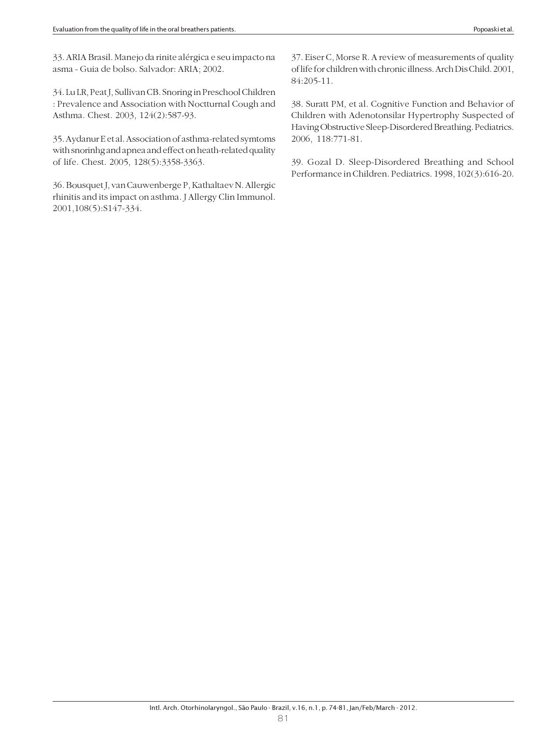33. ARIA Brasil. Manejo da rinite alérgica e seu impacto na asma - Guia de bolso. Salvador: ARIA; 2002.

34. Lu LR, Peat J, Sullivan CB. Snoring in Preschool Children : Prevalence and Association with Noctturnal Cough and Asthma. Chest. 2003, 124(2):587-93.

35. Aydanur E et al. Association of asthma-related symtoms with snorinhg and apnea and effect on heath-related quality of life. Chest. 2005, 128(5):3358-3363.

36. Bousquet J, van Cauwenberge P, Kathaltaev N. Allergic rhinitis and its impact on asthma. J Allergy Clin Immunol. 2001,108(5):S147-334.

37. Eiser C, Morse R. A review of measurements of quality of life for children with chronic illness. Arch Dis Child. 2001, 84:205-11.

38. Suratt PM, et al. Cognitive Function and Behavior of Children with Adenotonsilar Hypertrophy Suspected of Having Obstructive Sleep-Disordered Breathing. Pediatrics. 2006, 118:771-81.

39. Gozal D. Sleep-Disordered Breathing and School Performance in Children. Pediatrics. 1998, 102(3):616-20.